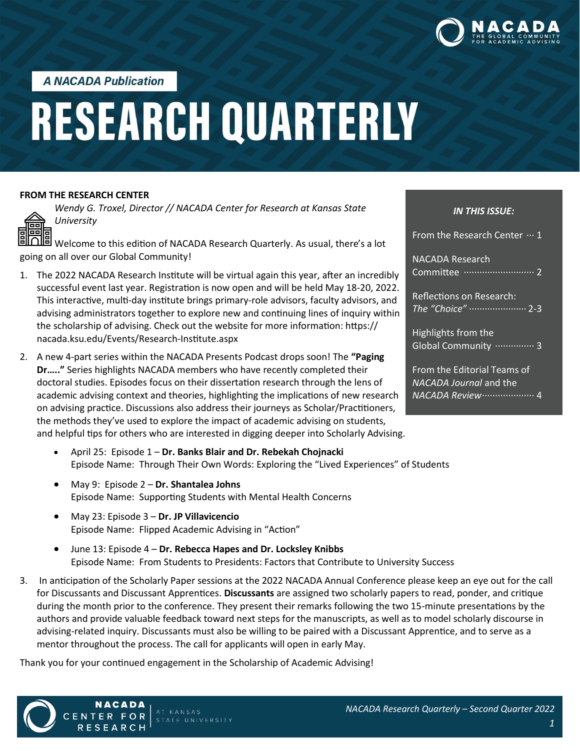A NACADA Publication

# RESEARCH QUARTERLY

### IN THIS ISSUE:

- From the Research Center ··· 1
- NACADA Research Committee ··· 2
- Reflections on Research: *The "Choice"* ··· 2-3
- Highlights from the Global Community ··· 3
- From the Editorial Teams of *NACADA Journal* and the *NACADA Review* ··· 4

## FROM THE RESEARCH CENTER

*Wendy G. Troxel, Director // NACADA Center for Research at Kansas State University*

Welcome to this edition of NACADA Research Quarterly. As usual, there's a lot going on all over our Global Community!

1. The 2022 NACADA Research Institute will be virtual again this year, after an incredibly successful event last year. Registration is now open and will be held May 18-20, 2022. This interactive, multi-day institute brings primary-role advisors, faculty advisors, and advising administrators together to explore new and continuing lines of inquiry within the scholarship of advising. Check out the website for more information: https://nacada.ksu.edu/Events/Research-Institute.aspx
2. A new 4-part series within the NACADA Presents Podcast drops soon! The **"Paging Dr….."** Series highlights NACADA members who have recently completed their doctoral studies. Episodes focus on their dissertation research through the lens of academic advising context and theories, highlighting the implications of new research on advising practice. Discussions also address their journeys as Scholar/Practitioners, the methods they've used to explore the impact of academic advising on students, and helpful tips for others who are interested in digging deeper into Scholarly Advising.
   - April 25: Episode 1 – **Dr. Banks Blair and Dr. Rebekah Chojnacki**
     Episode Name: Through Their Own Words: Exploring the "Lived Experiences" of Students
   - May 9: Episode 2 – **Dr. Shantalea Johns**
     Episode Name: Supporting Students with Mental Health Concerns
   - May 23: Episode 3 – **Dr. JP Villavicencio**
     Episode Name: Flipped Academic Advising in "Action"
   - June 13: Episode 4 – **Dr. Rebecca Hapes and Dr. Locksley Knibbs**
     Episode Name: From Students to Presidents: Factors that Contribute to University Success
3. In anticipation of the Scholarly Paper sessions at the 2022 NACADA Annual Conference please keep an eye out for the call for Discussants and Discussant Apprentices. **Discussants** are assigned two scholarly papers to read, ponder, and critique during the month prior to the conference. They present their remarks following the two 15-minute presentations by the authors and provide valuable feedback toward next steps for the manuscripts, as well as to model scholarly discourse in advising-related inquiry. Discussants must also be willing to be paired with a Discussant Apprentice, and to serve as a mentor throughout the process. The call for applicants will open in early May.

Thank you for your continued engagement in the Scholarship of Academic Advising!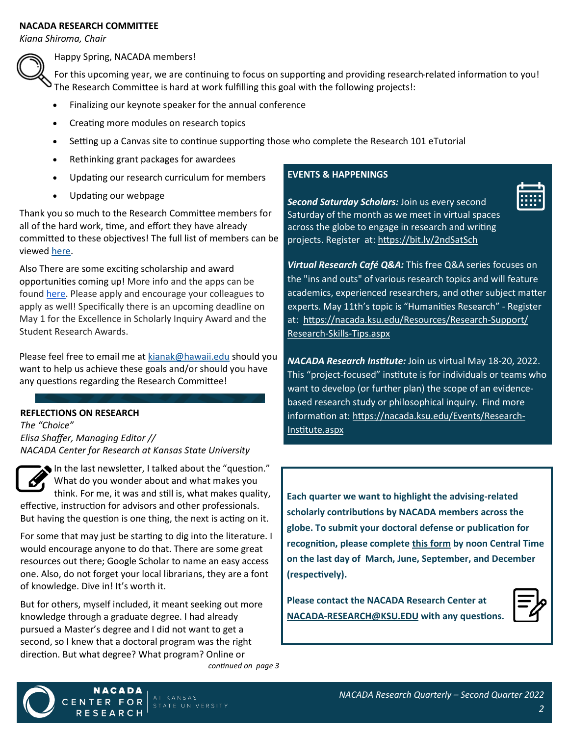## NACADA RESEARCH COMMITTEE

*Kiana Shiroma, Chair*

Happy Spring, NACADA members!

For this upcoming year, we are continuing to focus on supporting and providing research-related information to you! The Research Committee is hard at work fulfilling this goal with the following projects!:

- Finalizing our keynote speaker for the annual conference
- Creating more modules on research topics
- Setting up a Canvas site to continue supporting those who complete the Research 101 eTutorial
- Rethinking grant packages for awardees
- Updating our research curriculum for members
- Updating our webpage

Thank you so much to the Research Committee members for all of the hard work, time, and effort they have already committed to these objectives! The full list of members can be viewed here.

Also There are some exciting scholarship and award opportunities coming up! More info and the apps can be found here. Please apply and encourage your colleagues to apply as well! Specifically there is an upcoming deadline on May 1 for the Excellence in Scholarly Inquiry Award and the Student Research Awards.

Please feel free to email me at kianak@hawaii.edu should you want to help us achieve these goals and/or should you have any questions regarding the Research Committee!

## REFLECTIONS ON RESEARCH

*The "Choice"*

*Elisa Shaffer, Managing Editor // NACADA Center for Research at Kansas State University*

In the last newsletter, I talked about the "question." What do you wonder about and what makes you think. For me, it was and still is, what makes quality, effective, instruction for advisors and other professionals. But having the question is one thing, the next is acting on it.

For some that may just be starting to dig into the literature. I would encourage anyone to do that. There are some great resources out there; Google Scholar to name an easy access one. Also, do not forget your local librarians, they are a font of knowledge. Dive in! It's worth it.

But for others, myself included, it meant seeking out more knowledge through a graduate degree. I had already pursued a Master's degree and I did not want to get a second, so I knew that a doctoral program was the right direction. But what degree? What program? Online or

*continued on page 3*

## EVENTS & HAPPENINGS

***Second Saturday Scholars:*** Join us every second Saturday of the month as we meet in virtual spaces across the globe to engage in research and writing projects. Register at: https://bit.ly/2ndSatSch

***Virtual Research Café Q&A:*** This free Q&A series focuses on the "ins and outs" of various research topics and will feature academics, experienced researchers, and other subject matter experts. May 11th's topic is "Humanities Research" - Register at: https://nacada.ksu.edu/Resources/Research-Support/Research-Skills-Tips.aspx

***NACADA Research Institute:*** Join us virtual May 18-20, 2022. This "project-focused" institute is for individuals or teams who want to develop (or further plan) the scope of an evidence-based research study or philosophical inquiry. Find more information at: https://nacada.ksu.edu/Events/Research-Institute.aspx

**Each quarter we want to highlight the advising-related scholarly contributions by NACADA members across the globe. To submit your doctoral defense or publication for recognition, please complete this form by noon Central Time on the last day of March, June, September, and December (respectively).**

**Please contact the NACADA Research Center at NACADA-RESEARCH@KSU.EDU with any questions.**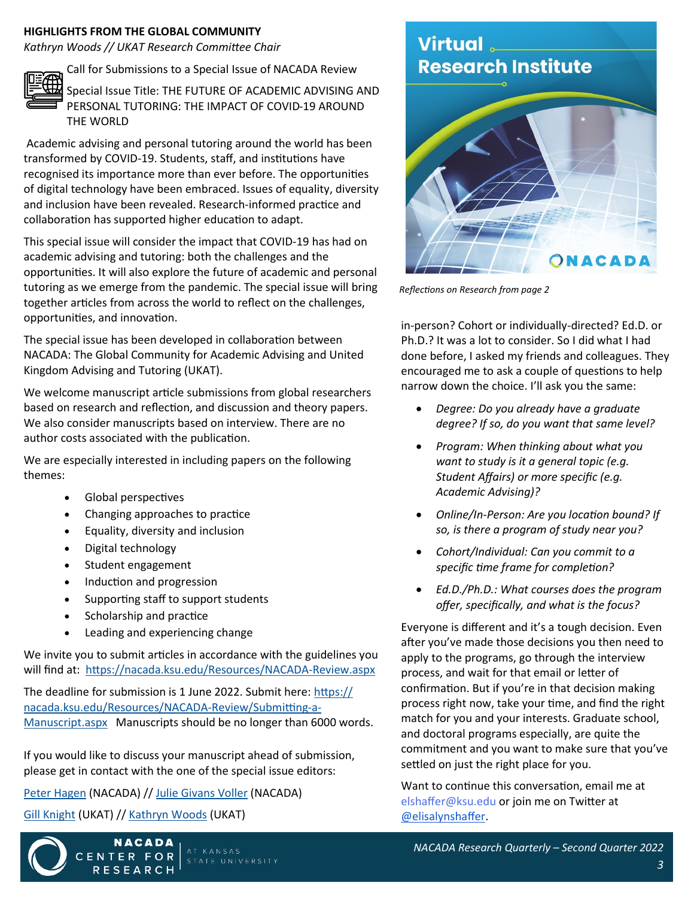## HIGHLIGHTS FROM THE GLOBAL COMMUNITY

*Kathryn Woods // UKAT Research Committee Chair*

Call for Submissions to a Special Issue of NACADA Review

Special Issue Title: THE FUTURE OF ACADEMIC ADVISING AND PERSONAL TUTORING: THE IMPACT OF COVID-19 AROUND THE WORLD

Academic advising and personal tutoring around the world has been transformed by COVID-19. Students, staff, and institutions have recognised its importance more than ever before. The opportunities of digital technology have been embraced. Issues of equality, diversity and inclusion have been revealed. Research-informed practice and collaboration has supported higher education to adapt.

This special issue will consider the impact that COVID-19 has had on academic advising and tutoring: both the challenges and the opportunities. It will also explore the future of academic and personal tutoring as we emerge from the pandemic. The special issue will bring together articles from across the world to reflect on the challenges, opportunities, and innovation.

The special issue has been developed in collaboration between NACADA: The Global Community for Academic Advising and United Kingdom Advising and Tutoring (UKAT).

We welcome manuscript article submissions from global researchers based on research and reflection, and discussion and theory papers. We also consider manuscripts based on interview. There are no author costs associated with the publication.

We are especially interested in including papers on the following themes:

- Global perspectives
- Changing approaches to practice
- Equality, diversity and inclusion
- Digital technology
- Student engagement
- Induction and progression
- Supporting staff to support students
- Scholarship and practice
- Leading and experiencing change

We invite you to submit articles in accordance with the guidelines you will find at: https://nacada.ksu.edu/Resources/NACADA-Review.aspx

The deadline for submission is 1 June 2022. Submit here: https://nacada.ksu.edu/Resources/NACADA-Review/Submitting-a-Manuscript.aspx Manuscripts should be no longer than 6000 words.

If you would like to discuss your manuscript ahead of submission, please get in contact with the one of the special issue editors:

Peter Hagen (NACADA) // Julie Givans Voller (NACADA)

Gill Knight (UKAT) // Kathryn Woods (UKAT)

*Reflections on Research from page 2*

in-person? Cohort or individually-directed? Ed.D. or Ph.D.? It was a lot to consider. So I did what I had done before, I asked my friends and colleagues. They encouraged me to ask a couple of questions to help narrow down the choice. I'll ask you the same:

- *Degree: Do you already have a graduate degree? If so, do you want that same level?*
- *Program: When thinking about what you want to study is it a general topic (e.g. Student Affairs) or more specific (e.g. Academic Advising)?*
- *Online/In-Person: Are you location bound? If so, is there a program of study near you?*
- *Cohort/Individual: Can you commit to a specific time frame for completion?*
- *Ed.D./Ph.D.: What courses does the program offer, specifically, and what is the focus?*

Everyone is different and it's a tough decision. Even after you've made those decisions you then need to apply to the programs, go through the interview process, and wait for that email or letter of confirmation. But if you're in that decision making process right now, take your time, and find the right match for you and your interests. Graduate school, and doctoral programs especially, are quite the commitment and you want to make sure that you've settled on just the right place for you.

Want to continue this conversation, email me at elshaffer@ksu.edu or join me on Twitter at @elisalynshaffer.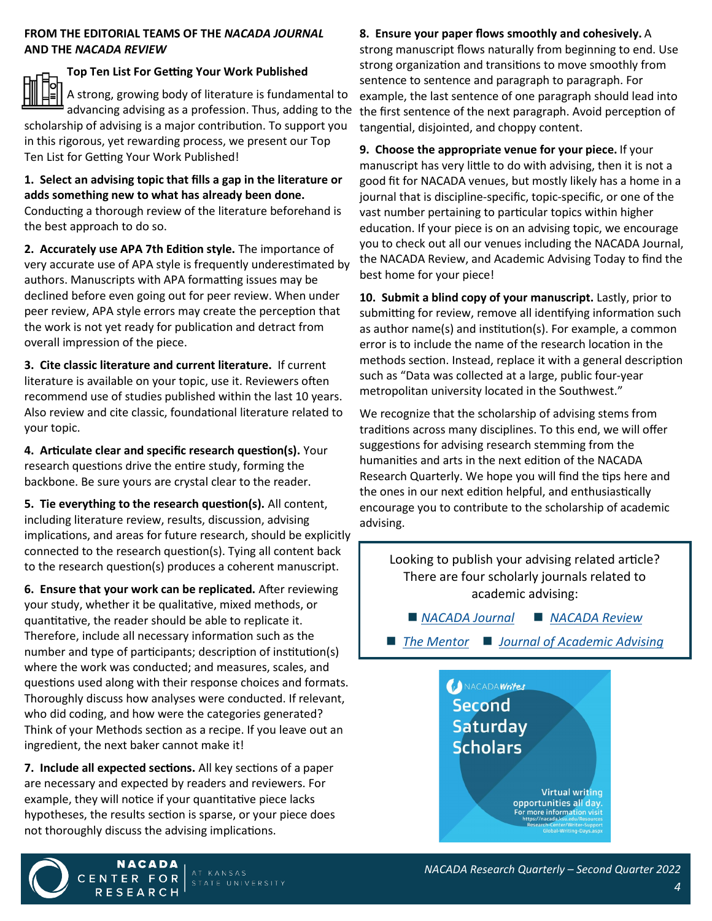**FROM THE EDITORIAL TEAMS OF THE *NACADA JOURNAL* AND THE *NACADA REVIEW***

## Top Ten List For Getting Your Work Published

A strong, growing body of literature is fundamental to advancing advising as a profession. Thus, adding to the scholarship of advising is a major contribution. To support you in this rigorous, yet rewarding process, we present our Top Ten List for Getting Your Work Published!

**1. Select an advising topic that fills a gap in the literature or adds something new to what has already been done.** Conducting a thorough review of the literature beforehand is the best approach to do so.

**2. Accurately use APA 7th Edition style.** The importance of very accurate use of APA style is frequently underestimated by authors. Manuscripts with APA formatting issues may be declined before even going out for peer review. When under peer review, APA style errors may create the perception that the work is not yet ready for publication and detract from overall impression of the piece.

**3. Cite classic literature and current literature.** If current literature is available on your topic, use it. Reviewers often recommend use of studies published within the last 10 years. Also review and cite classic, foundational literature related to your topic.

**4. Articulate clear and specific research question(s).** Your research questions drive the entire study, forming the backbone. Be sure yours are crystal clear to the reader.

**5. Tie everything to the research question(s).** All content, including literature review, results, discussion, advising implications, and areas for future research, should be explicitly connected to the research question(s). Tying all content back to the research question(s) produces a coherent manuscript.

**6. Ensure that your work can be replicated.** After reviewing your study, whether it be qualitative, mixed methods, or quantitative, the reader should be able to replicate it. Therefore, include all necessary information such as the number and type of participants; description of institution(s) where the work was conducted; and measures, scales, and questions used along with their response choices and formats. Thoroughly discuss how analyses were conducted. If relevant, who did coding, and how were the categories generated? Think of your Methods section as a recipe. If you leave out an ingredient, the next baker cannot make it!

**7. Include all expected sections.** All key sections of a paper are necessary and expected by readers and reviewers. For example, they will notice if your quantitative piece lacks hypotheses, the results section is sparse, or your piece does not thoroughly discuss the advising implications.

**8. Ensure your paper flows smoothly and cohesively.** A strong manuscript flows naturally from beginning to end. Use strong organization and transitions to move smoothly from sentence to sentence and paragraph to paragraph. For example, the last sentence of one paragraph should lead into the first sentence of the next paragraph. Avoid perception of tangential, disjointed, and choppy content.

**9. Choose the appropriate venue for your piece.** If your manuscript has very little to do with advising, then it is not a good fit for NACADA venues, but mostly likely has a home in a journal that is discipline-specific, topic-specific, or one of the vast number pertaining to particular topics within higher education. If your piece is on an advising topic, we encourage you to check out all our venues including the NACADA Journal, the NACADA Review, and Academic Advising Today to find the best home for your piece!

**10. Submit a blind copy of your manuscript.** Lastly, prior to submitting for review, remove all identifying information such as author name(s) and institution(s). For example, a common error is to include the name of the research location in the methods section. Instead, replace it with a general description such as "Data was collected at a large, public four-year metropolitan university located in the Southwest."

We recognize that the scholarship of advising stems from traditions across many disciplines. To this end, we will offer suggestions for advising research stemming from the humanities and arts in the next edition of the NACADA Research Quarterly. We hope you will find the tips here and the ones in our next edition helpful, and enthusiastically encourage you to contribute to the scholarship of academic advising.

Looking to publish your advising related article? There are four scholarly journals related to academic advising:

- *NACADA Journal*
- *NACADA Review*
- *The Mentor*
- *Journal of Academic Advising*

NACADA *Writes*

Second Saturday Scholars

Virtual writing opportunities all day. For more information visit https://nacada.ksu.edu/Resources/Research-Center/Writer-Support/Global-Writing-Days.aspx